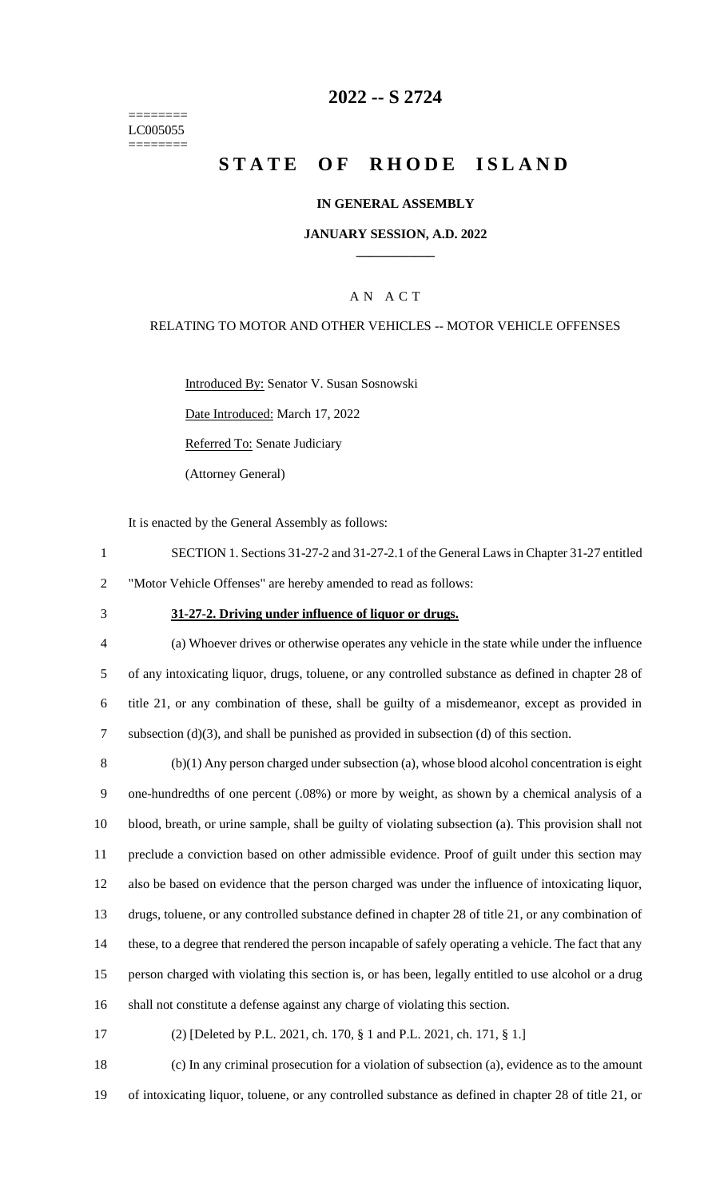========
LC005055
========

# 2022 -- S 2724

# STATE OF RHODE ISLAND

**IN GENERAL ASSEMBLY**

**JANUARY SESSION, A.D. 2022**

AN ACT

RELATING TO MOTOR AND OTHER VEHICLES -- MOTOR VEHICLE OFFENSES

Introduced By: Senator V. Susan Sosnowski

Date Introduced: March 17, 2022

Referred To: Senate Judiciary

(Attorney General)

It is enacted by the General Assembly as follows:

1 SECTION 1. Sections 31-27-2 and 31-27-2.1 of the General Laws in Chapter 31-27 entitled
2 "Motor Vehicle Offenses" are hereby amended to read as follows:

3 **31-27-2. Driving under influence of liquor or drugs.**

4 (a) Whoever drives or otherwise operates any vehicle in the state while under the influence
5 of any intoxicating liquor, drugs, toluene, or any controlled substance as defined in chapter 28 of
6 title 21, or any combination of these, shall be guilty of a misdemeanor, except as provided in
7 subsection (d)(3), and shall be punished as provided in subsection (d) of this section.

8 (b)(1) Any person charged under subsection (a), whose blood alcohol concentration is eight
9 one-hundredths of one percent (.08%) or more by weight, as shown by a chemical analysis of a
10 blood, breath, or urine sample, shall be guilty of violating subsection (a). This provision shall not
11 preclude a conviction based on other admissible evidence. Proof of guilt under this section may
12 also be based on evidence that the person charged was under the influence of intoxicating liquor,
13 drugs, toluene, or any controlled substance defined in chapter 28 of title 21, or any combination of
14 these, to a degree that rendered the person incapable of safely operating a vehicle. The fact that any
15 person charged with violating this section is, or has been, legally entitled to use alcohol or a drug
16 shall not constitute a defense against any charge of violating this section.

17 (2) [Deleted by P.L. 2021, ch. 170, § 1 and P.L. 2021, ch. 171, § 1.]

18 (c) In any criminal prosecution for a violation of subsection (a), evidence as to the amount
19 of intoxicating liquor, toluene, or any controlled substance as defined in chapter 28 of title 21, or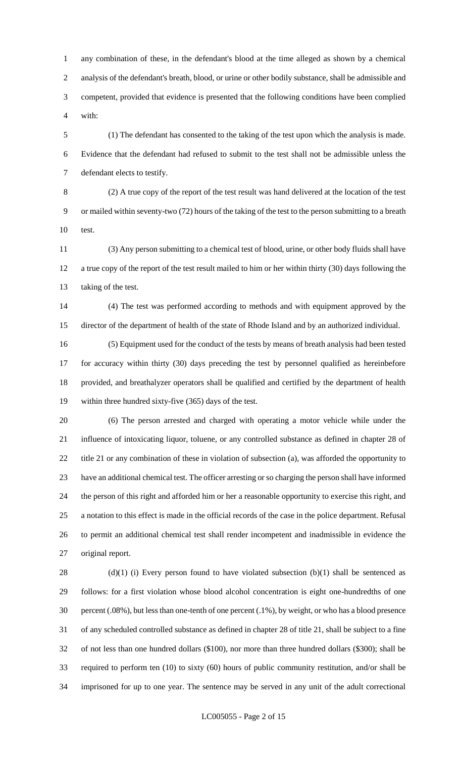any combination of these, in the defendant's blood at the time alleged as shown by a chemical analysis of the defendant's breath, blood, or urine or other bodily substance, shall be admissible and competent, provided that evidence is presented that the following conditions have been complied with:

(1) The defendant has consented to the taking of the test upon which the analysis is made. Evidence that the defendant had refused to submit to the test shall not be admissible unless the defendant elects to testify.

(2) A true copy of the report of the test result was hand delivered at the location of the test or mailed within seventy-two (72) hours of the taking of the test to the person submitting to a breath test.

(3) Any person submitting to a chemical test of blood, urine, or other body fluids shall have a true copy of the report of the test result mailed to him or her within thirty (30) days following the taking of the test.

(4) The test was performed according to methods and with equipment approved by the director of the department of health of the state of Rhode Island and by an authorized individual.

(5) Equipment used for the conduct of the tests by means of breath analysis had been tested for accuracy within thirty (30) days preceding the test by personnel qualified as hereinbefore provided, and breathalyzer operators shall be qualified and certified by the department of health within three hundred sixty-five (365) days of the test.

(6) The person arrested and charged with operating a motor vehicle while under the influence of intoxicating liquor, toluene, or any controlled substance as defined in chapter 28 of title 21 or any combination of these in violation of subsection (a), was afforded the opportunity to have an additional chemical test. The officer arresting or so charging the person shall have informed the person of this right and afforded him or her a reasonable opportunity to exercise this right, and a notation to this effect is made in the official records of the case in the police department. Refusal to permit an additional chemical test shall render incompetent and inadmissible in evidence the original report.

(d)(1) (i) Every person found to have violated subsection (b)(1) shall be sentenced as follows: for a first violation whose blood alcohol concentration is eight one-hundredths of one percent (.08%), but less than one-tenth of one percent (.1%), by weight, or who has a blood presence of any scheduled controlled substance as defined in chapter 28 of title 21, shall be subject to a fine of not less than one hundred dollars ($100), nor more than three hundred dollars ($300); shall be required to perform ten (10) to sixty (60) hours of public community restitution, and/or shall be imprisoned for up to one year. The sentence may be served in any unit of the adult correctional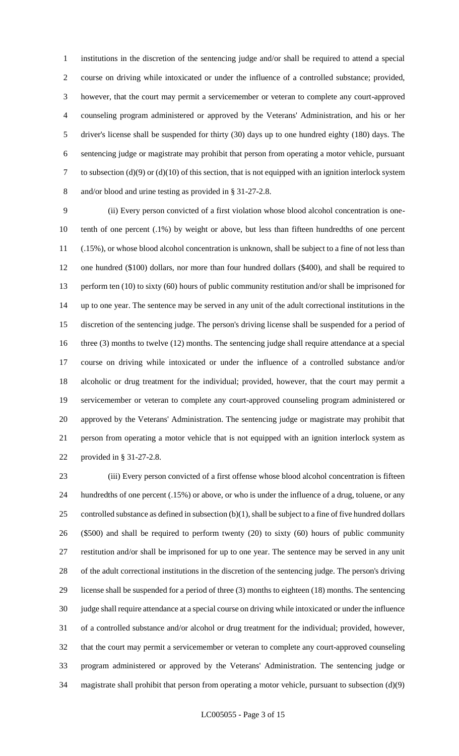institutions in the discretion of the sentencing judge and/or shall be required to attend a special course on driving while intoxicated or under the influence of a controlled substance; provided, however, that the court may permit a servicemember or veteran to complete any court-approved counseling program administered or approved by the Veterans' Administration, and his or her driver's license shall be suspended for thirty (30) days up to one hundred eighty (180) days. The sentencing judge or magistrate may prohibit that person from operating a motor vehicle, pursuant to subsection (d)(9) or (d)(10) of this section, that is not equipped with an ignition interlock system and/or blood and urine testing as provided in § 31-27-2.8.

(ii) Every person convicted of a first violation whose blood alcohol concentration is one-tenth of one percent (.1%) by weight or above, but less than fifteen hundredths of one percent (.15%), or whose blood alcohol concentration is unknown, shall be subject to a fine of not less than one hundred ($100) dollars, nor more than four hundred dollars ($400), and shall be required to perform ten (10) to sixty (60) hours of public community restitution and/or shall be imprisoned for up to one year. The sentence may be served in any unit of the adult correctional institutions in the discretion of the sentencing judge. The person's driving license shall be suspended for a period of three (3) months to twelve (12) months. The sentencing judge shall require attendance at a special course on driving while intoxicated or under the influence of a controlled substance and/or alcoholic or drug treatment for the individual; provided, however, that the court may permit a servicemember or veteran to complete any court-approved counseling program administered or approved by the Veterans' Administration. The sentencing judge or magistrate may prohibit that person from operating a motor vehicle that is not equipped with an ignition interlock system as provided in § 31-27-2.8.

(iii) Every person convicted of a first offense whose blood alcohol concentration is fifteen hundredths of one percent (.15%) or above, or who is under the influence of a drug, toluene, or any controlled substance as defined in subsection (b)(1), shall be subject to a fine of five hundred dollars ($500) and shall be required to perform twenty (20) to sixty (60) hours of public community restitution and/or shall be imprisoned for up to one year. The sentence may be served in any unit of the adult correctional institutions in the discretion of the sentencing judge. The person's driving license shall be suspended for a period of three (3) months to eighteen (18) months. The sentencing judge shall require attendance at a special course on driving while intoxicated or under the influence of a controlled substance and/or alcohol or drug treatment for the individual; provided, however, that the court may permit a servicemember or veteran to complete any court-approved counseling program administered or approved by the Veterans' Administration. The sentencing judge or magistrate shall prohibit that person from operating a motor vehicle, pursuant to subsection (d)(9)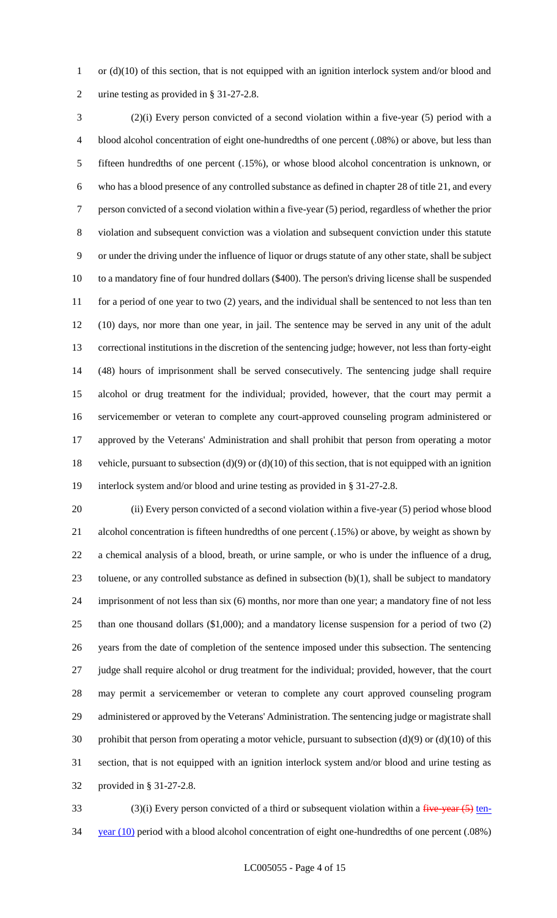or (d)(10) of this section, that is not equipped with an ignition interlock system and/or blood and urine testing as provided in § 31-27-2.8.

(2)(i) Every person convicted of a second violation within a five-year (5) period with a blood alcohol concentration of eight one-hundredths of one percent (.08%) or above, but less than fifteen hundredths of one percent (.15%), or whose blood alcohol concentration is unknown, or who has a blood presence of any controlled substance as defined in chapter 28 of title 21, and every person convicted of a second violation within a five-year (5) period, regardless of whether the prior violation and subsequent conviction was a violation and subsequent conviction under this statute or under the driving under the influence of liquor or drugs statute of any other state, shall be subject to a mandatory fine of four hundred dollars ($400). The person's driving license shall be suspended for a period of one year to two (2) years, and the individual shall be sentenced to not less than ten (10) days, nor more than one year, in jail. The sentence may be served in any unit of the adult correctional institutions in the discretion of the sentencing judge; however, not less than forty-eight (48) hours of imprisonment shall be served consecutively. The sentencing judge shall require alcohol or drug treatment for the individual; provided, however, that the court may permit a servicemember or veteran to complete any court-approved counseling program administered or approved by the Veterans' Administration and shall prohibit that person from operating a motor vehicle, pursuant to subsection (d)(9) or (d)(10) of this section, that is not equipped with an ignition interlock system and/or blood and urine testing as provided in § 31-27-2.8.

(ii) Every person convicted of a second violation within a five-year (5) period whose blood alcohol concentration is fifteen hundredths of one percent (.15%) or above, by weight as shown by a chemical analysis of a blood, breath, or urine sample, or who is under the influence of a drug, toluene, or any controlled substance as defined in subsection (b)(1), shall be subject to mandatory imprisonment of not less than six (6) months, nor more than one year; a mandatory fine of not less than one thousand dollars ($1,000); and a mandatory license suspension for a period of two (2) years from the date of completion of the sentence imposed under this subsection. The sentencing judge shall require alcohol or drug treatment for the individual; provided, however, that the court may permit a servicemember or veteran to complete any court approved counseling program administered or approved by the Veterans' Administration. The sentencing judge or magistrate shall prohibit that person from operating a motor vehicle, pursuant to subsection (d)(9) or (d)(10) of this section, that is not equipped with an ignition interlock system and/or blood and urine testing as provided in § 31-27-2.8.

(3)(i) Every person convicted of a third or subsequent violation within a ~~five-year (5)~~ ten-year (10) period with a blood alcohol concentration of eight one-hundredths of one percent (.08%)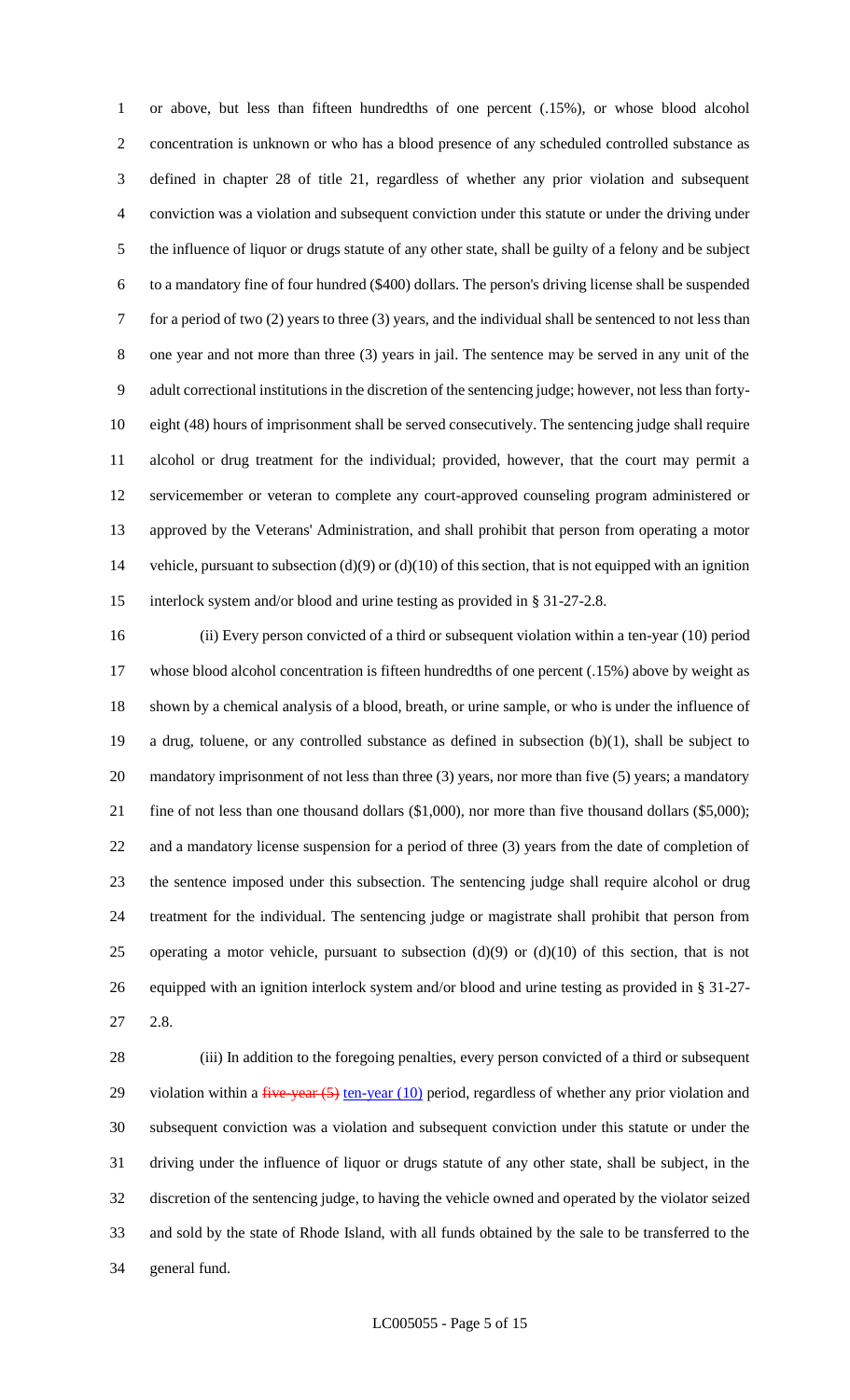or above, but less than fifteen hundredths of one percent (.15%), or whose blood alcohol concentration is unknown or who has a blood presence of any scheduled controlled substance as defined in chapter 28 of title 21, regardless of whether any prior violation and subsequent conviction was a violation and subsequent conviction under this statute or under the driving under the influence of liquor or drugs statute of any other state, shall be guilty of a felony and be subject to a mandatory fine of four hundred ($400) dollars. The person's driving license shall be suspended for a period of two (2) years to three (3) years, and the individual shall be sentenced to not less than one year and not more than three (3) years in jail. The sentence may be served in any unit of the adult correctional institutions in the discretion of the sentencing judge; however, not less than forty-eight (48) hours of imprisonment shall be served consecutively. The sentencing judge shall require alcohol or drug treatment for the individual; provided, however, that the court may permit a servicemember or veteran to complete any court-approved counseling program administered or approved by the Veterans' Administration, and shall prohibit that person from operating a motor vehicle, pursuant to subsection (d)(9) or (d)(10) of this section, that is not equipped with an ignition interlock system and/or blood and urine testing as provided in § 31-27-2.8.

(ii) Every person convicted of a third or subsequent violation within a ten-year (10) period whose blood alcohol concentration is fifteen hundredths of one percent (.15%) above by weight as shown by a chemical analysis of a blood, breath, or urine sample, or who is under the influence of a drug, toluene, or any controlled substance as defined in subsection (b)(1), shall be subject to mandatory imprisonment of not less than three (3) years, nor more than five (5) years; a mandatory fine of not less than one thousand dollars ($1,000), nor more than five thousand dollars ($5,000); and a mandatory license suspension for a period of three (3) years from the date of completion of the sentence imposed under this subsection. The sentencing judge shall require alcohol or drug treatment for the individual. The sentencing judge or magistrate shall prohibit that person from operating a motor vehicle, pursuant to subsection (d)(9) or (d)(10) of this section, that is not equipped with an ignition interlock system and/or blood and urine testing as provided in § 31-27-2.8.

(iii) In addition to the foregoing penalties, every person convicted of a third or subsequent violation within a ~~five-year (5)~~ ten-year (10) period, regardless of whether any prior violation and subsequent conviction was a violation and subsequent conviction under this statute or under the driving under the influence of liquor or drugs statute of any other state, shall be subject, in the discretion of the sentencing judge, to having the vehicle owned and operated by the violator seized and sold by the state of Rhode Island, with all funds obtained by the sale to be transferred to the general fund.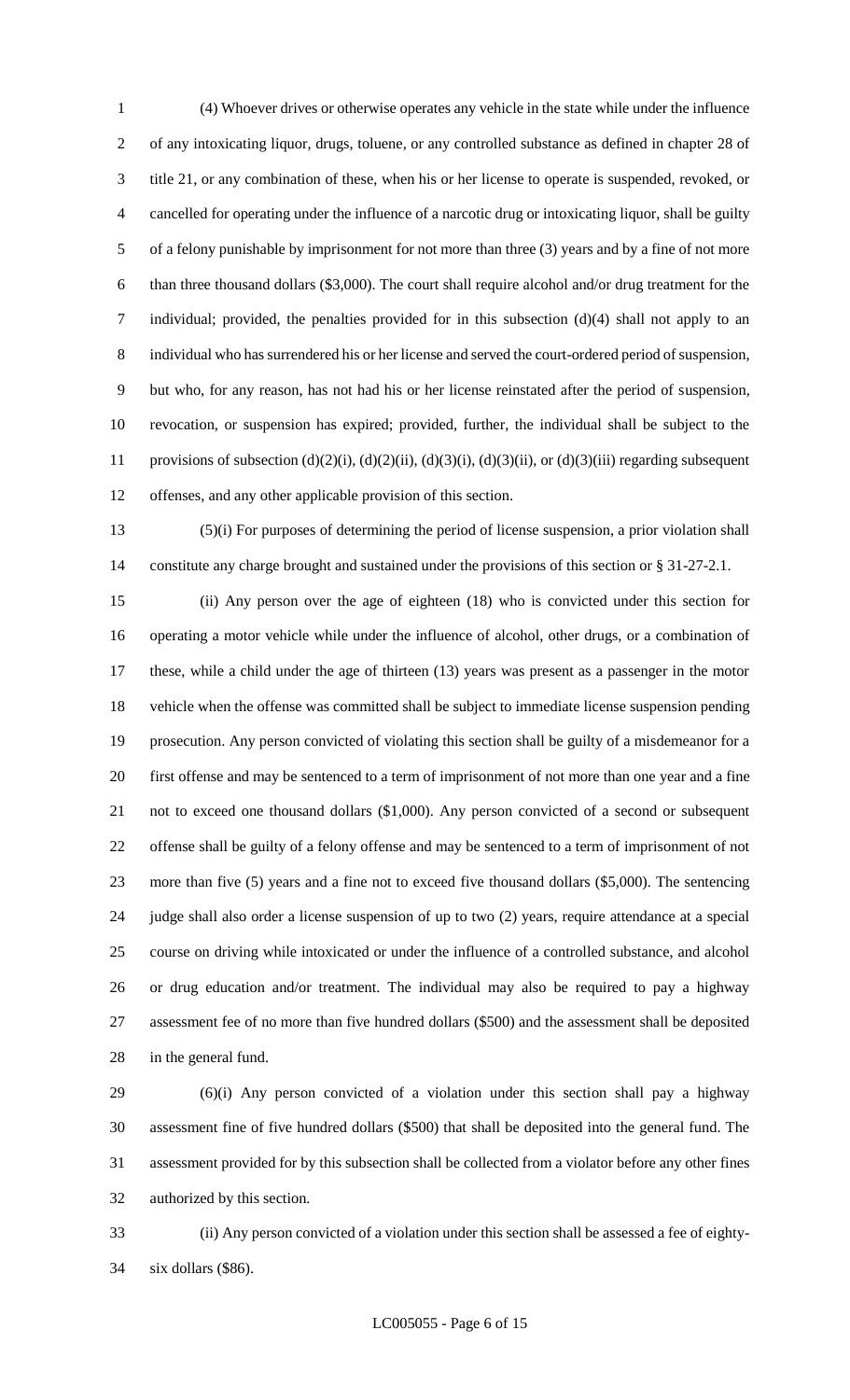(4) Whoever drives or otherwise operates any vehicle in the state while under the influence of any intoxicating liquor, drugs, toluene, or any controlled substance as defined in chapter 28 of title 21, or any combination of these, when his or her license to operate is suspended, revoked, or cancelled for operating under the influence of a narcotic drug or intoxicating liquor, shall be guilty of a felony punishable by imprisonment for not more than three (3) years and by a fine of not more than three thousand dollars ($3,000). The court shall require alcohol and/or drug treatment for the individual; provided, the penalties provided for in this subsection (d)(4) shall not apply to an individual who has surrendered his or her license and served the court-ordered period of suspension, but who, for any reason, has not had his or her license reinstated after the period of suspension, revocation, or suspension has expired; provided, further, the individual shall be subject to the provisions of subsection (d)(2)(i), (d)(2)(ii), (d)(3)(i), (d)(3)(ii), or (d)(3)(iii) regarding subsequent offenses, and any other applicable provision of this section.

(5)(i) For purposes of determining the period of license suspension, a prior violation shall constitute any charge brought and sustained under the provisions of this section or § 31-27-2.1.

(ii) Any person over the age of eighteen (18) who is convicted under this section for operating a motor vehicle while under the influence of alcohol, other drugs, or a combination of these, while a child under the age of thirteen (13) years was present as a passenger in the motor vehicle when the offense was committed shall be subject to immediate license suspension pending prosecution. Any person convicted of violating this section shall be guilty of a misdemeanor for a first offense and may be sentenced to a term of imprisonment of not more than one year and a fine not to exceed one thousand dollars ($1,000). Any person convicted of a second or subsequent offense shall be guilty of a felony offense and may be sentenced to a term of imprisonment of not more than five (5) years and a fine not to exceed five thousand dollars ($5,000). The sentencing judge shall also order a license suspension of up to two (2) years, require attendance at a special course on driving while intoxicated or under the influence of a controlled substance, and alcohol or drug education and/or treatment. The individual may also be required to pay a highway assessment fee of no more than five hundred dollars ($500) and the assessment shall be deposited in the general fund.

(6)(i) Any person convicted of a violation under this section shall pay a highway assessment fine of five hundred dollars ($500) that shall be deposited into the general fund. The assessment provided for by this subsection shall be collected from a violator before any other fines authorized by this section.

(ii) Any person convicted of a violation under this section shall be assessed a fee of eighty-six dollars ($86).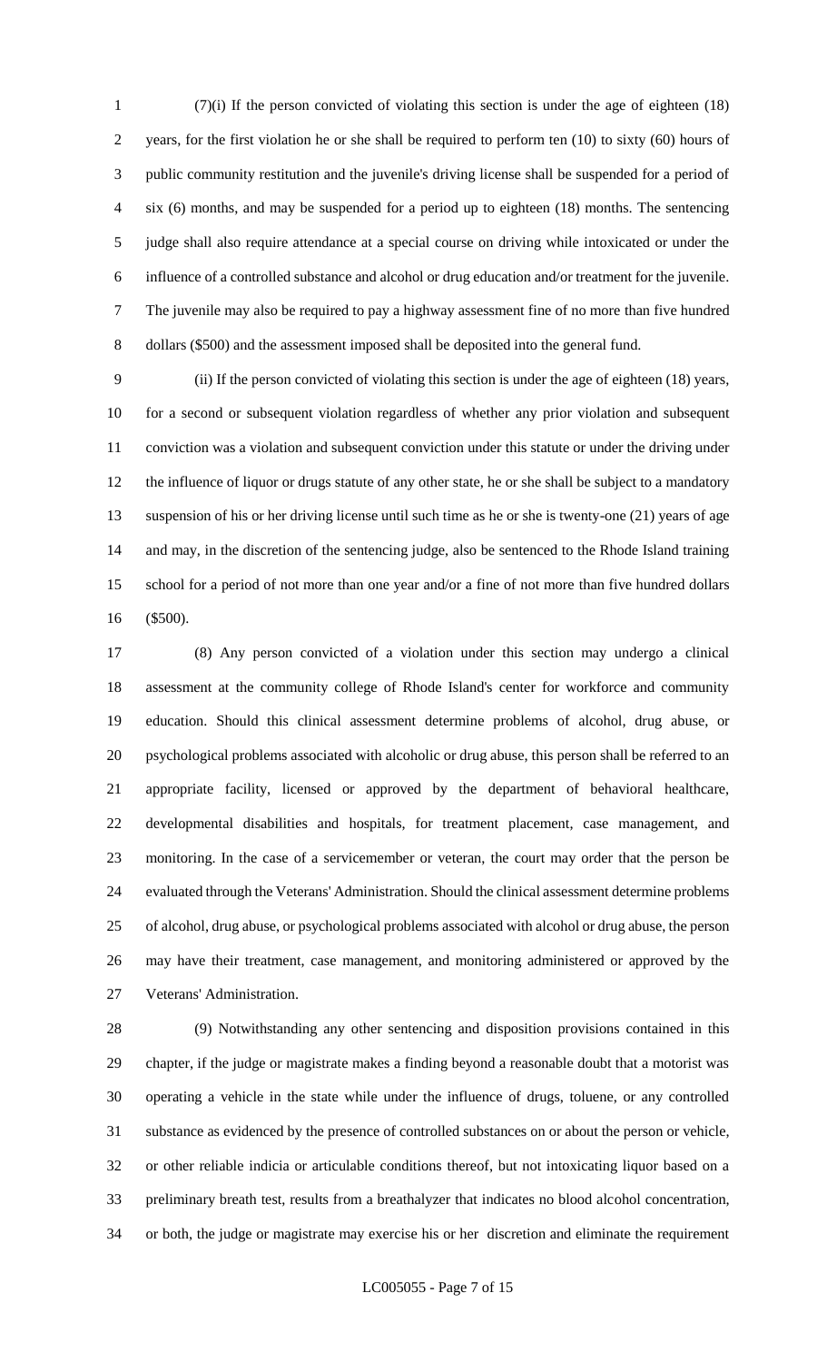(7)(i) If the person convicted of violating this section is under the age of eighteen (18) years, for the first violation he or she shall be required to perform ten (10) to sixty (60) hours of public community restitution and the juvenile's driving license shall be suspended for a period of six (6) months, and may be suspended for a period up to eighteen (18) months. The sentencing judge shall also require attendance at a special course on driving while intoxicated or under the influence of a controlled substance and alcohol or drug education and/or treatment for the juvenile. The juvenile may also be required to pay a highway assessment fine of no more than five hundred dollars ($500) and the assessment imposed shall be deposited into the general fund.

(ii) If the person convicted of violating this section is under the age of eighteen (18) years, for a second or subsequent violation regardless of whether any prior violation and subsequent conviction was a violation and subsequent conviction under this statute or under the driving under the influence of liquor or drugs statute of any other state, he or she shall be subject to a mandatory suspension of his or her driving license until such time as he or she is twenty-one (21) years of age and may, in the discretion of the sentencing judge, also be sentenced to the Rhode Island training school for a period of not more than one year and/or a fine of not more than five hundred dollars ($500).

(8) Any person convicted of a violation under this section may undergo a clinical assessment at the community college of Rhode Island's center for workforce and community education. Should this clinical assessment determine problems of alcohol, drug abuse, or psychological problems associated with alcoholic or drug abuse, this person shall be referred to an appropriate facility, licensed or approved by the department of behavioral healthcare, developmental disabilities and hospitals, for treatment placement, case management, and monitoring. In the case of a servicemember or veteran, the court may order that the person be evaluated through the Veterans' Administration. Should the clinical assessment determine problems of alcohol, drug abuse, or psychological problems associated with alcohol or drug abuse, the person may have their treatment, case management, and monitoring administered or approved by the Veterans' Administration.

(9) Notwithstanding any other sentencing and disposition provisions contained in this chapter, if the judge or magistrate makes a finding beyond a reasonable doubt that a motorist was operating a vehicle in the state while under the influence of drugs, toluene, or any controlled substance as evidenced by the presence of controlled substances on or about the person or vehicle, or other reliable indicia or articulable conditions thereof, but not intoxicating liquor based on a preliminary breath test, results from a breathalyzer that indicates no blood alcohol concentration, or both, the judge or magistrate may exercise his or her discretion and eliminate the requirement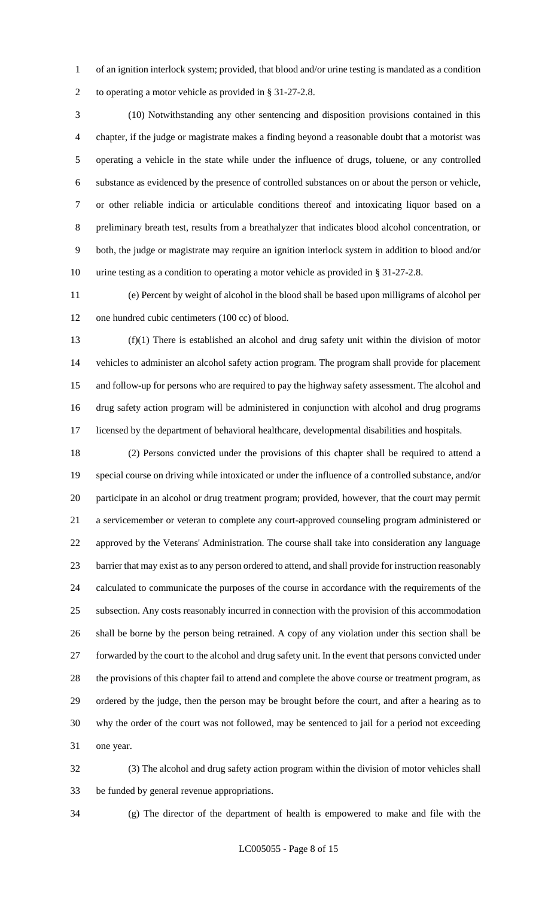of an ignition interlock system; provided, that blood and/or urine testing is mandated as a condition to operating a motor vehicle as provided in § 31-27-2.8.

(10) Notwithstanding any other sentencing and disposition provisions contained in this chapter, if the judge or magistrate makes a finding beyond a reasonable doubt that a motorist was operating a vehicle in the state while under the influence of drugs, toluene, or any controlled substance as evidenced by the presence of controlled substances on or about the person or vehicle, or other reliable indicia or articulable conditions thereof and intoxicating liquor based on a preliminary breath test, results from a breathalyzer that indicates blood alcohol concentration, or both, the judge or magistrate may require an ignition interlock system in addition to blood and/or urine testing as a condition to operating a motor vehicle as provided in § 31-27-2.8.

(e) Percent by weight of alcohol in the blood shall be based upon milligrams of alcohol per one hundred cubic centimeters (100 cc) of blood.

(f)(1) There is established an alcohol and drug safety unit within the division of motor vehicles to administer an alcohol safety action program. The program shall provide for placement and follow-up for persons who are required to pay the highway safety assessment. The alcohol and drug safety action program will be administered in conjunction with alcohol and drug programs licensed by the department of behavioral healthcare, developmental disabilities and hospitals.

(2) Persons convicted under the provisions of this chapter shall be required to attend a special course on driving while intoxicated or under the influence of a controlled substance, and/or participate in an alcohol or drug treatment program; provided, however, that the court may permit a servicemember or veteran to complete any court-approved counseling program administered or approved by the Veterans' Administration. The course shall take into consideration any language barrier that may exist as to any person ordered to attend, and shall provide for instruction reasonably calculated to communicate the purposes of the course in accordance with the requirements of the subsection. Any costs reasonably incurred in connection with the provision of this accommodation shall be borne by the person being retrained. A copy of any violation under this section shall be forwarded by the court to the alcohol and drug safety unit. In the event that persons convicted under the provisions of this chapter fail to attend and complete the above course or treatment program, as ordered by the judge, then the person may be brought before the court, and after a hearing as to why the order of the court was not followed, may be sentenced to jail for a period not exceeding one year.

(3) The alcohol and drug safety action program within the division of motor vehicles shall be funded by general revenue appropriations.

(g) The director of the department of health is empowered to make and file with the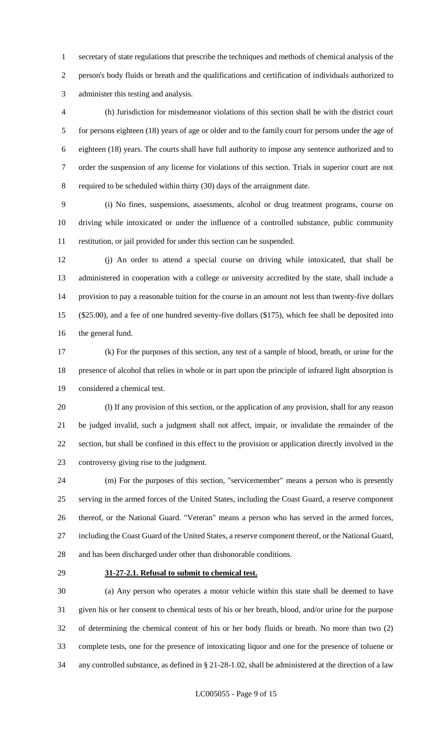secretary of state regulations that prescribe the techniques and methods of chemical analysis of the person's body fluids or breath and the qualifications and certification of individuals authorized to administer this testing and analysis.

(h) Jurisdiction for misdemeanor violations of this section shall be with the district court for persons eighteen (18) years of age or older and to the family court for persons under the age of eighteen (18) years. The courts shall have full authority to impose any sentence authorized and to order the suspension of any license for violations of this section. Trials in superior court are not required to be scheduled within thirty (30) days of the arraignment date.

(i) No fines, suspensions, assessments, alcohol or drug treatment programs, course on driving while intoxicated or under the influence of a controlled substance, public community restitution, or jail provided for under this section can be suspended.

(j) An order to attend a special course on driving while intoxicated, that shall be administered in cooperation with a college or university accredited by the state, shall include a provision to pay a reasonable tuition for the course in an amount not less than twenty-five dollars ($25.00), and a fee of one hundred seventy-five dollars ($175), which fee shall be deposited into the general fund.

(k) For the purposes of this section, any test of a sample of blood, breath, or urine for the presence of alcohol that relies in whole or in part upon the principle of infrared light absorption is considered a chemical test.

(l) If any provision of this section, or the application of any provision, shall for any reason be judged invalid, such a judgment shall not affect, impair, or invalidate the remainder of the section, but shall be confined in this effect to the provision or application directly involved in the controversy giving rise to the judgment.

(m) For the purposes of this section, "servicemember" means a person who is presently serving in the armed forces of the United States, including the Coast Guard, a reserve component thereof, or the National Guard. "Veteran" means a person who has served in the armed forces, including the Coast Guard of the United States, a reserve component thereof, or the National Guard, and has been discharged under other than dishonorable conditions.

**31-27-2.1. Refusal to submit to chemical test.**

(a) Any person who operates a motor vehicle within this state shall be deemed to have given his or her consent to chemical tests of his or her breath, blood, and/or urine for the purpose of determining the chemical content of his or her body fluids or breath. No more than two (2) complete tests, one for the presence of intoxicating liquor and one for the presence of toluene or any controlled substance, as defined in § 21-28-1.02, shall be administered at the direction of a law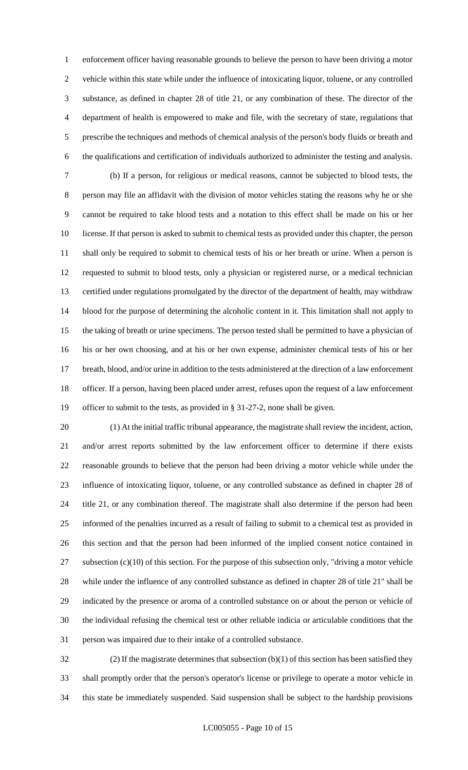enforcement officer having reasonable grounds to believe the person to have been driving a motor vehicle within this state while under the influence of intoxicating liquor, toluene, or any controlled substance, as defined in chapter 28 of title 21, or any combination of these. The director of the department of health is empowered to make and file, with the secretary of state, regulations that prescribe the techniques and methods of chemical analysis of the person's body fluids or breath and the qualifications and certification of individuals authorized to administer the testing and analysis.

(b) If a person, for religious or medical reasons, cannot be subjected to blood tests, the person may file an affidavit with the division of motor vehicles stating the reasons why he or she cannot be required to take blood tests and a notation to this effect shall be made on his or her license. If that person is asked to submit to chemical tests as provided under this chapter, the person shall only be required to submit to chemical tests of his or her breath or urine. When a person is requested to submit to blood tests, only a physician or registered nurse, or a medical technician certified under regulations promulgated by the director of the department of health, may withdraw blood for the purpose of determining the alcoholic content in it. This limitation shall not apply to the taking of breath or urine specimens. The person tested shall be permitted to have a physician of his or her own choosing, and at his or her own expense, administer chemical tests of his or her breath, blood, and/or urine in addition to the tests administered at the direction of a law enforcement officer. If a person, having been placed under arrest, refuses upon the request of a law enforcement officer to submit to the tests, as provided in § 31-27-2, none shall be given.

(1) At the initial traffic tribunal appearance, the magistrate shall review the incident, action, and/or arrest reports submitted by the law enforcement officer to determine if there exists reasonable grounds to believe that the person had been driving a motor vehicle while under the influence of intoxicating liquor, toluene, or any controlled substance as defined in chapter 28 of title 21, or any combination thereof. The magistrate shall also determine if the person had been informed of the penalties incurred as a result of failing to submit to a chemical test as provided in this section and that the person had been informed of the implied consent notice contained in subsection (c)(10) of this section. For the purpose of this subsection only, "driving a motor vehicle while under the influence of any controlled substance as defined in chapter 28 of title 21" shall be indicated by the presence or aroma of a controlled substance on or about the person or vehicle of the individual refusing the chemical test or other reliable indicia or articulable conditions that the person was impaired due to their intake of a controlled substance.

(2) If the magistrate determines that subsection (b)(1) of this section has been satisfied they shall promptly order that the person's operator's license or privilege to operate a motor vehicle in this state be immediately suspended. Said suspension shall be subject to the hardship provisions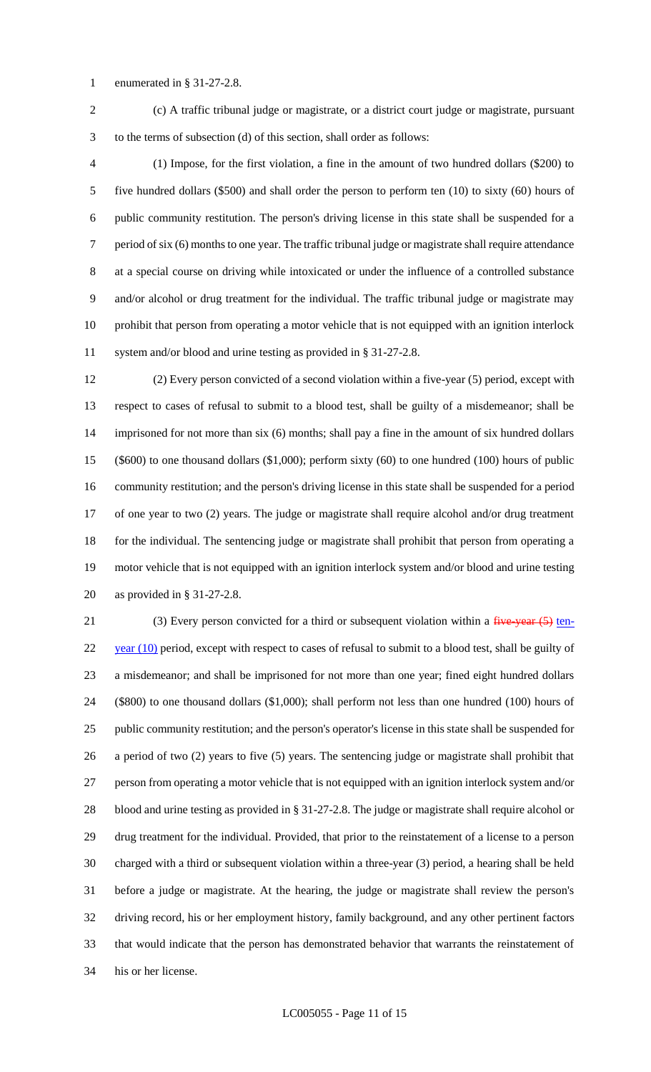enumerated in § 31-27-2.8.

(c) A traffic tribunal judge or magistrate, or a district court judge or magistrate, pursuant to the terms of subsection (d) of this section, shall order as follows:

(1) Impose, for the first violation, a fine in the amount of two hundred dollars ($200) to five hundred dollars ($500) and shall order the person to perform ten (10) to sixty (60) hours of public community restitution. The person's driving license in this state shall be suspended for a period of six (6) months to one year. The traffic tribunal judge or magistrate shall require attendance at a special course on driving while intoxicated or under the influence of a controlled substance and/or alcohol or drug treatment for the individual. The traffic tribunal judge or magistrate may prohibit that person from operating a motor vehicle that is not equipped with an ignition interlock system and/or blood and urine testing as provided in § 31-27-2.8.

(2) Every person convicted of a second violation within a five-year (5) period, except with respect to cases of refusal to submit to a blood test, shall be guilty of a misdemeanor; shall be imprisoned for not more than six (6) months; shall pay a fine in the amount of six hundred dollars ($600) to one thousand dollars ($1,000); perform sixty (60) to one hundred (100) hours of public community restitution; and the person's driving license in this state shall be suspended for a period of one year to two (2) years. The judge or magistrate shall require alcohol and/or drug treatment for the individual. The sentencing judge or magistrate shall prohibit that person from operating a motor vehicle that is not equipped with an ignition interlock system and/or blood and urine testing as provided in § 31-27-2.8.

(3) Every person convicted for a third or subsequent violation within a ~~five-year (5)~~ ten-year (10) period, except with respect to cases of refusal to submit to a blood test, shall be guilty of a misdemeanor; and shall be imprisoned for not more than one year; fined eight hundred dollars ($800) to one thousand dollars ($1,000); shall perform not less than one hundred (100) hours of public community restitution; and the person's operator's license in this state shall be suspended for a period of two (2) years to five (5) years. The sentencing judge or magistrate shall prohibit that person from operating a motor vehicle that is not equipped with an ignition interlock system and/or blood and urine testing as provided in § 31-27-2.8. The judge or magistrate shall require alcohol or drug treatment for the individual. Provided, that prior to the reinstatement of a license to a person charged with a third or subsequent violation within a three-year (3) period, a hearing shall be held before a judge or magistrate. At the hearing, the judge or magistrate shall review the person's driving record, his or her employment history, family background, and any other pertinent factors that would indicate that the person has demonstrated behavior that warrants the reinstatement of his or her license.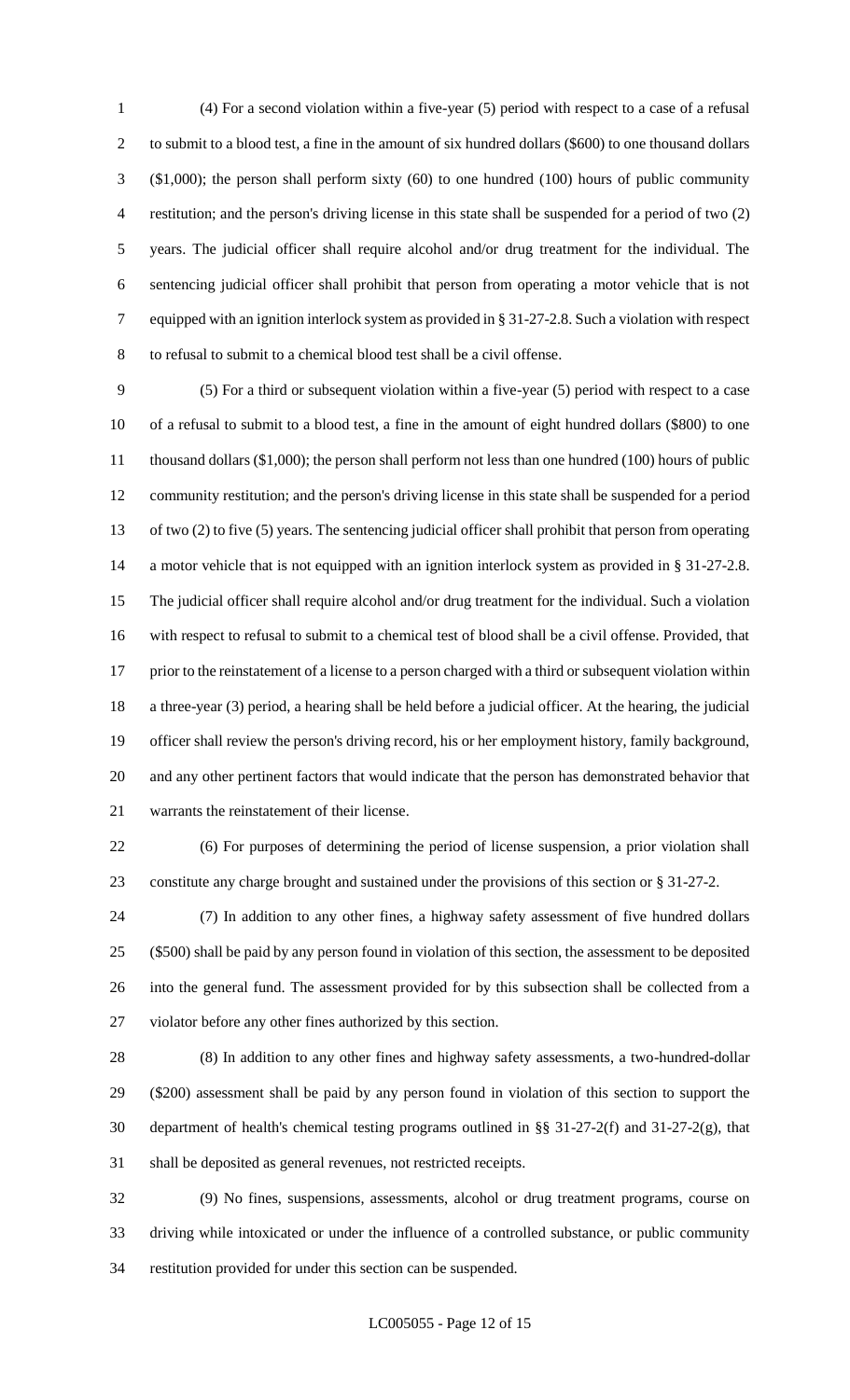(4) For a second violation within a five-year (5) period with respect to a case of a refusal to submit to a blood test, a fine in the amount of six hundred dollars ($600) to one thousand dollars ($1,000); the person shall perform sixty (60) to one hundred (100) hours of public community restitution; and the person's driving license in this state shall be suspended for a period of two (2) years. The judicial officer shall require alcohol and/or drug treatment for the individual. The sentencing judicial officer shall prohibit that person from operating a motor vehicle that is not equipped with an ignition interlock system as provided in § 31-27-2.8. Such a violation with respect to refusal to submit to a chemical blood test shall be a civil offense.

(5) For a third or subsequent violation within a five-year (5) period with respect to a case of a refusal to submit to a blood test, a fine in the amount of eight hundred dollars ($800) to one thousand dollars ($1,000); the person shall perform not less than one hundred (100) hours of public community restitution; and the person's driving license in this state shall be suspended for a period of two (2) to five (5) years. The sentencing judicial officer shall prohibit that person from operating a motor vehicle that is not equipped with an ignition interlock system as provided in § 31-27-2.8. The judicial officer shall require alcohol and/or drug treatment for the individual. Such a violation with respect to refusal to submit to a chemical test of blood shall be a civil offense. Provided, that prior to the reinstatement of a license to a person charged with a third or subsequent violation within a three-year (3) period, a hearing shall be held before a judicial officer. At the hearing, the judicial officer shall review the person's driving record, his or her employment history, family background, and any other pertinent factors that would indicate that the person has demonstrated behavior that warrants the reinstatement of their license.

(6) For purposes of determining the period of license suspension, a prior violation shall constitute any charge brought and sustained under the provisions of this section or § 31-27-2.

(7) In addition to any other fines, a highway safety assessment of five hundred dollars ($500) shall be paid by any person found in violation of this section, the assessment to be deposited into the general fund. The assessment provided for by this subsection shall be collected from a violator before any other fines authorized by this section.

(8) In addition to any other fines and highway safety assessments, a two-hundred-dollar ($200) assessment shall be paid by any person found in violation of this section to support the department of health's chemical testing programs outlined in §§ 31-27-2(f) and 31-27-2(g), that shall be deposited as general revenues, not restricted receipts.

(9) No fines, suspensions, assessments, alcohol or drug treatment programs, course on driving while intoxicated or under the influence of a controlled substance, or public community restitution provided for under this section can be suspended.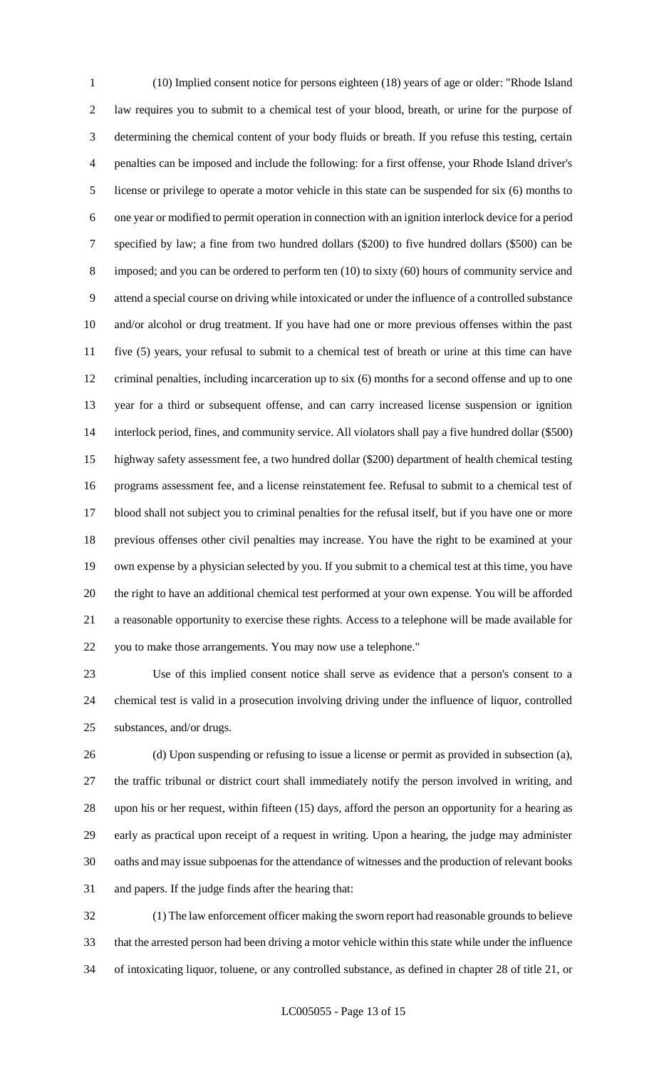(10) Implied consent notice for persons eighteen (18) years of age or older: "Rhode Island law requires you to submit to a chemical test of your blood, breath, or urine for the purpose of determining the chemical content of your body fluids or breath. If you refuse this testing, certain penalties can be imposed and include the following: for a first offense, your Rhode Island driver's license or privilege to operate a motor vehicle in this state can be suspended for six (6) months to one year or modified to permit operation in connection with an ignition interlock device for a period specified by law; a fine from two hundred dollars ($200) to five hundred dollars ($500) can be imposed; and you can be ordered to perform ten (10) to sixty (60) hours of community service and attend a special course on driving while intoxicated or under the influence of a controlled substance and/or alcohol or drug treatment. If you have had one or more previous offenses within the past five (5) years, your refusal to submit to a chemical test of breath or urine at this time can have criminal penalties, including incarceration up to six (6) months for a second offense and up to one year for a third or subsequent offense, and can carry increased license suspension or ignition interlock period, fines, and community service. All violators shall pay a five hundred dollar ($500) highway safety assessment fee, a two hundred dollar ($200) department of health chemical testing programs assessment fee, and a license reinstatement fee. Refusal to submit to a chemical test of blood shall not subject you to criminal penalties for the refusal itself, but if you have one or more previous offenses other civil penalties may increase. You have the right to be examined at your own expense by a physician selected by you. If you submit to a chemical test at this time, you have the right to have an additional chemical test performed at your own expense. You will be afforded a reasonable opportunity to exercise these rights. Access to a telephone will be made available for you to make those arrangements. You may now use a telephone."

Use of this implied consent notice shall serve as evidence that a person's consent to a chemical test is valid in a prosecution involving driving under the influence of liquor, controlled substances, and/or drugs.

(d) Upon suspending or refusing to issue a license or permit as provided in subsection (a), the traffic tribunal or district court shall immediately notify the person involved in writing, and upon his or her request, within fifteen (15) days, afford the person an opportunity for a hearing as early as practical upon receipt of a request in writing. Upon a hearing, the judge may administer oaths and may issue subpoenas for the attendance of witnesses and the production of relevant books and papers. If the judge finds after the hearing that:

(1) The law enforcement officer making the sworn report had reasonable grounds to believe that the arrested person had been driving a motor vehicle within this state while under the influence of intoxicating liquor, toluene, or any controlled substance, as defined in chapter 28 of title 21, or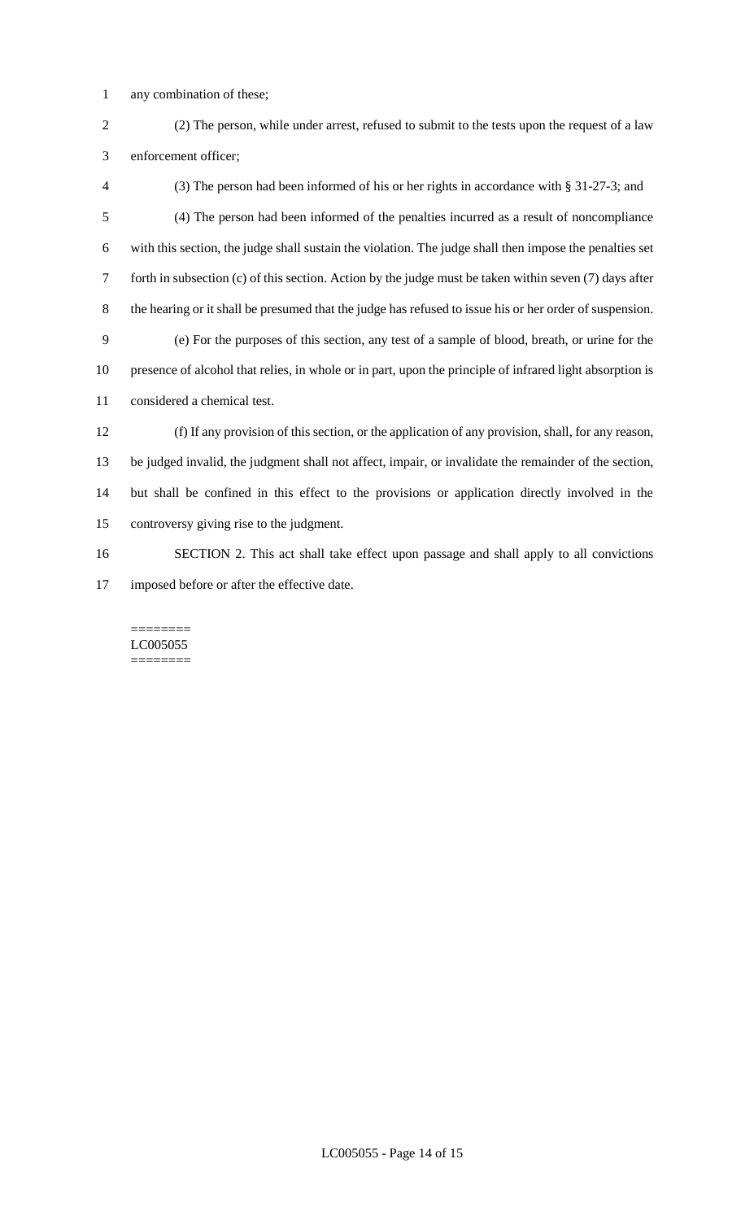any combination of these;

(2) The person, while under arrest, refused to submit to the tests upon the request of a law enforcement officer;

(3) The person had been informed of his or her rights in accordance with § 31-27-3; and

(4) The person had been informed of the penalties incurred as a result of noncompliance with this section, the judge shall sustain the violation. The judge shall then impose the penalties set forth in subsection (c) of this section. Action by the judge must be taken within seven (7) days after the hearing or it shall be presumed that the judge has refused to issue his or her order of suspension.

(e) For the purposes of this section, any test of a sample of blood, breath, or urine for the presence of alcohol that relies, in whole or in part, upon the principle of infrared light absorption is considered a chemical test.

(f) If any provision of this section, or the application of any provision, shall, for any reason, be judged invalid, the judgment shall not affect, impair, or invalidate the remainder of the section, but shall be confined in this effect to the provisions or application directly involved in the controversy giving rise to the judgment.

SECTION 2. This act shall take effect upon passage and shall apply to all convictions imposed before or after the effective date.

========
LC005055
========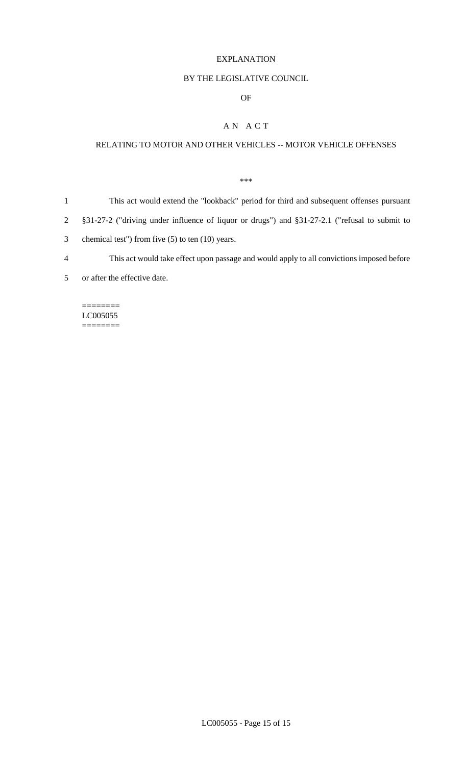EXPLANATION

BY THE LEGISLATIVE COUNCIL

OF

A N A C T

RELATING TO MOTOR AND OTHER VEHICLES -- MOTOR VEHICLE OFFENSES

\*\*\*

This act would extend the "lookback" period for third and subsequent offenses pursuant §31-27-2 ("driving under influence of liquor or drugs") and §31-27-2.1 ("refusal to submit to chemical test") from five (5) to ten (10) years.

This act would take effect upon passage and would apply to all convictions imposed before or after the effective date.

========
LC005055
========